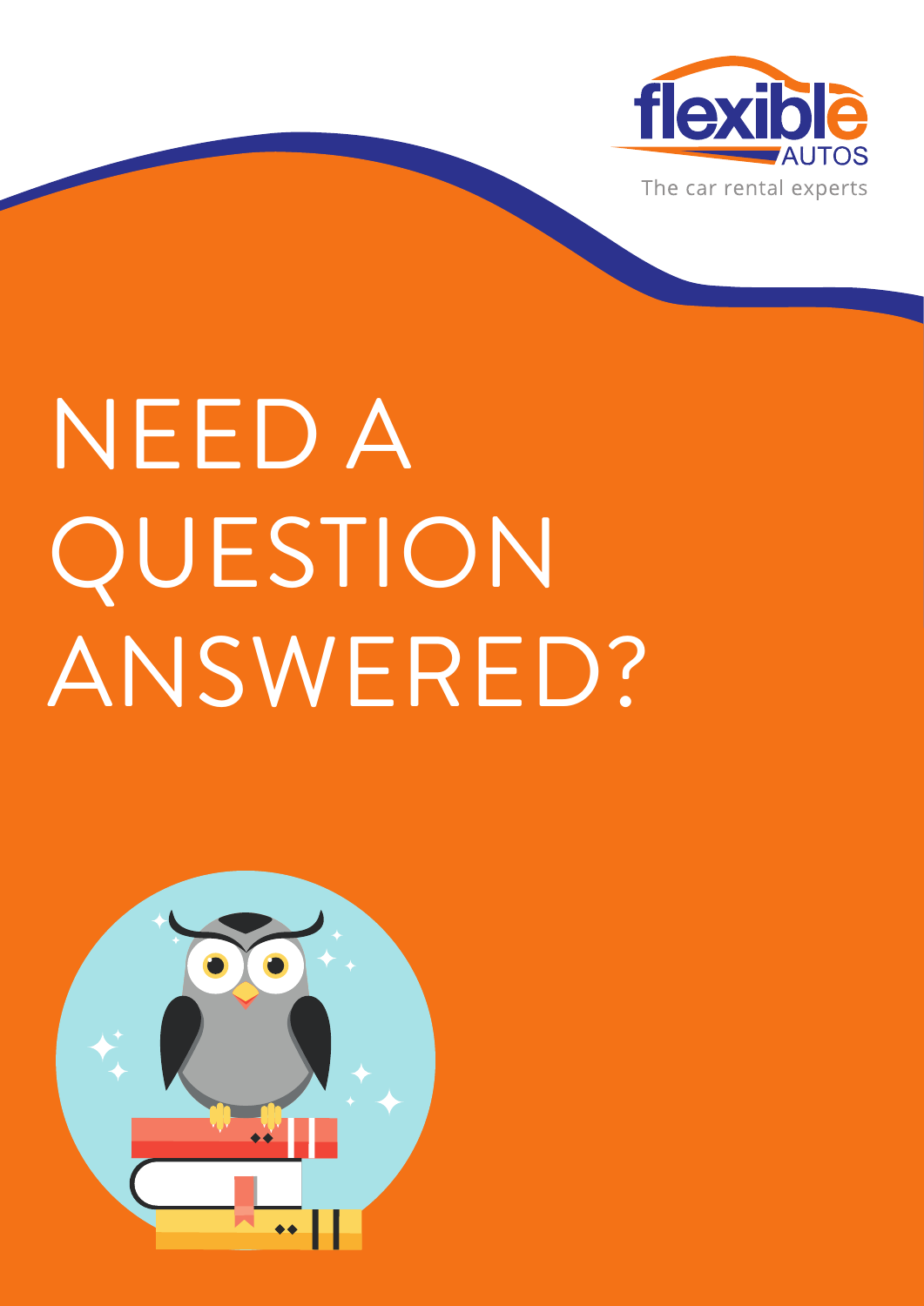flexible AUTOS

The car rental experts

# NEED A QUESTION ANSWERED?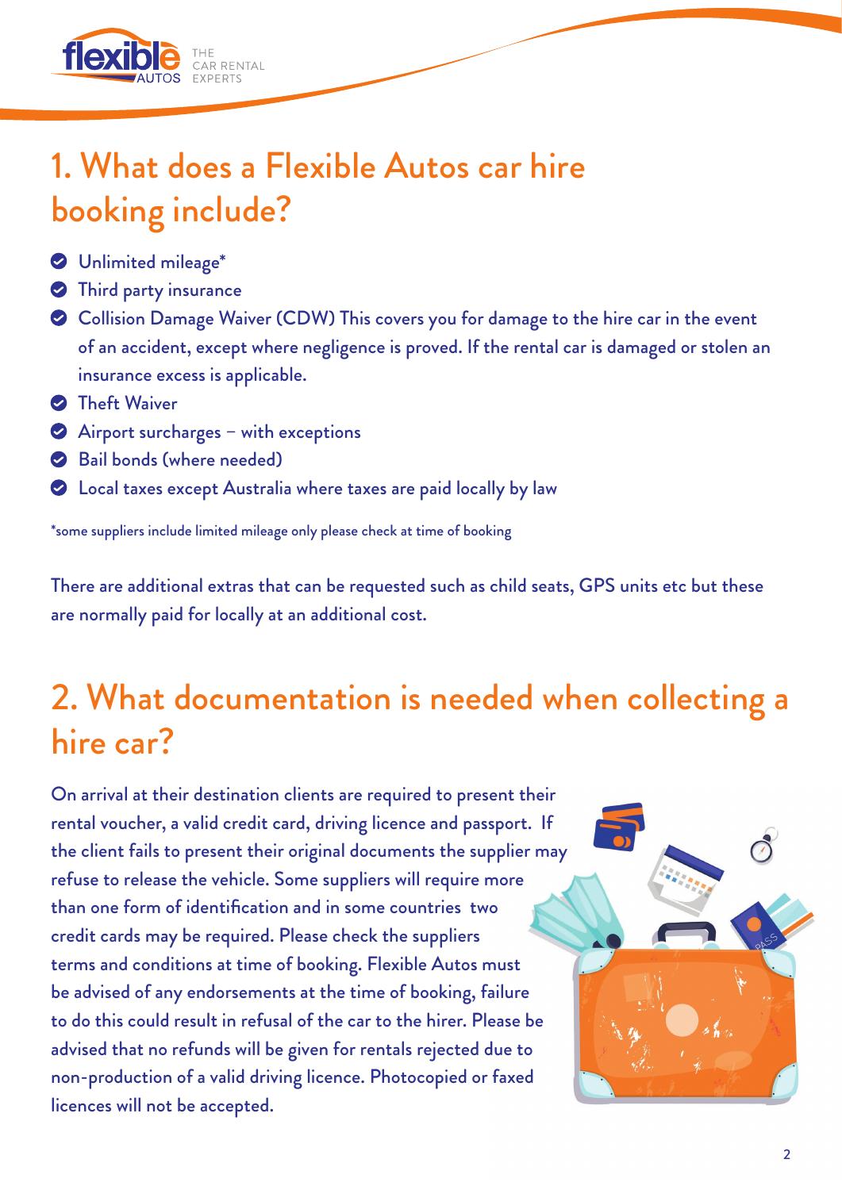## 1. What does a Flexible Autos car hire booking include?

- Unlimited mileage*
- Third party insurance
- Collision Damage Waiver (CDW) This covers you for damage to the hire car in the event of an accident, except where negligence is proved. If the rental car is damaged or stolen an insurance excess is applicable.
- Theft Waiver
- Airport surcharges – with exceptions
- Bail bonds (where needed)
- Local taxes except Australia where taxes are paid locally by law

*some suppliers include limited mileage only please check at time of booking

There are additional extras that can be requested such as child seats, GPS units etc but these are normally paid for locally at an additional cost.

## 2. What documentation is needed when collecting a hire car?

On arrival at their destination clients are required to present their rental voucher, a valid credit card, driving licence and passport. If the client fails to present their original documents the supplier may refuse to release the vehicle. Some suppliers will require more than one form of identification and in some countries two credit cards may be required. Please check the suppliers terms and conditions at time of booking. Flexible Autos must be advised of any endorsements at the time of booking, failure to do this could result in refusal of the car to the hirer. Please be advised that no refunds will be given for rentals rejected due to non-production of a valid driving licence. Photocopied or faxed licences will not be accepted.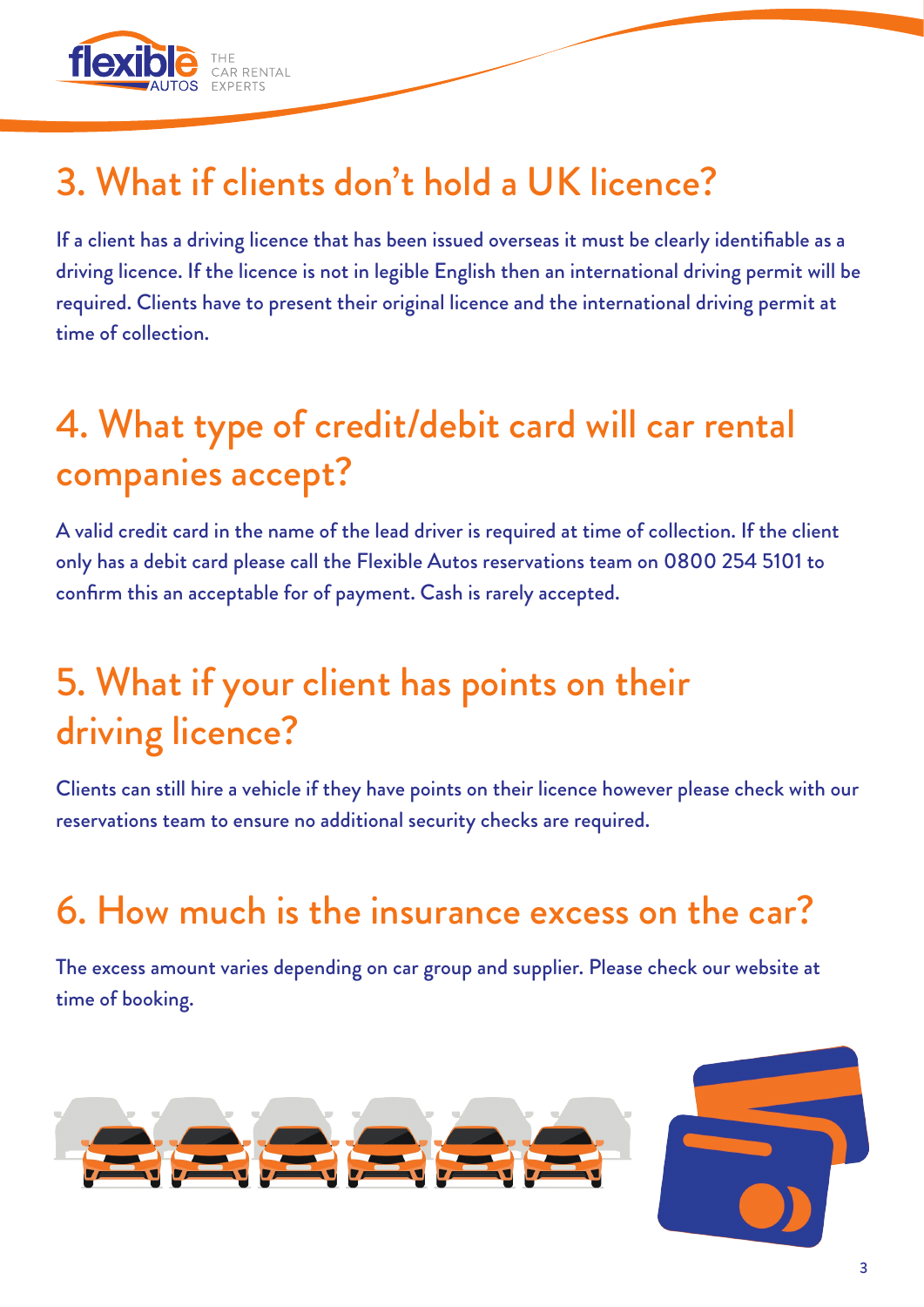## 3. What if clients don't hold a UK licence?

If a client has a driving licence that has been issued overseas it must be clearly identifiable as a driving licence. If the licence is not in legible English then an international driving permit will be required. Clients have to present their original licence and the international driving permit at time of collection.

## 4. What type of credit/debit card will car rental companies accept?

A valid credit card in the name of the lead driver is required at time of collection. If the client only has a debit card please call the Flexible Autos reservations team on 0800 254 5101 to confirm this an acceptable for of payment. Cash is rarely accepted.

## 5. What if your client has points on their driving licence?

Clients can still hire a vehicle if they have points on their licence however please check with our reservations team to ensure no additional security checks are required.

## 6. How much is the insurance excess on the car?

The excess amount varies depending on car group and supplier. Please check our website at time of booking.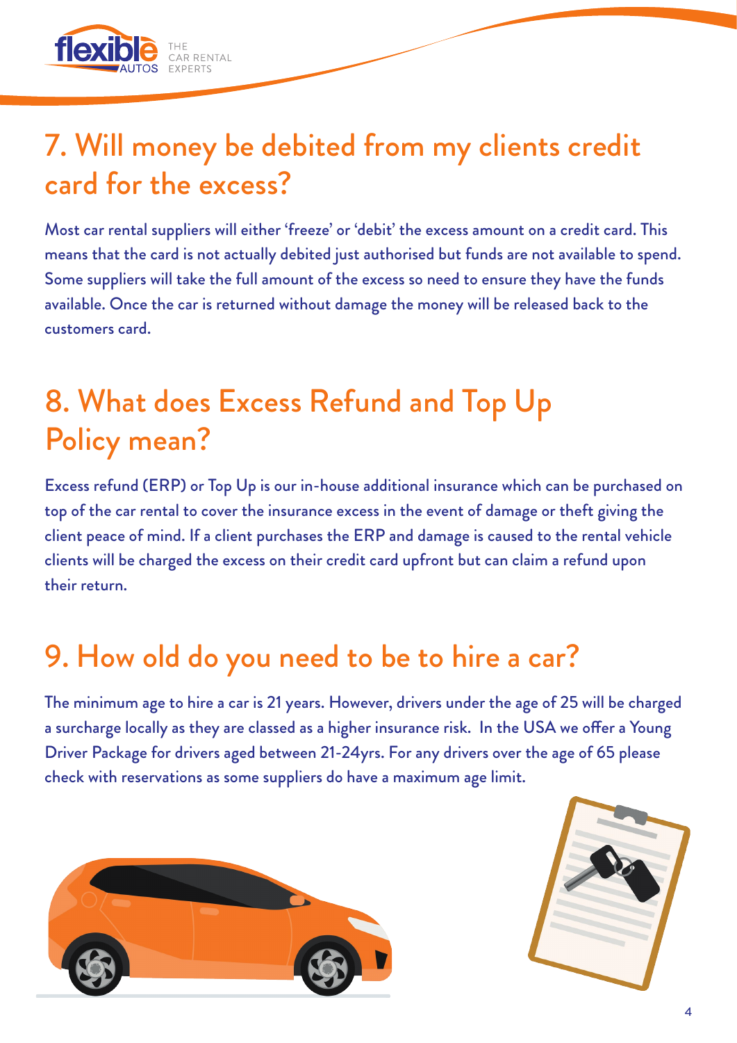## 7. Will money be debited from my clients credit card for the excess?

Most car rental suppliers will either 'freeze' or 'debit' the excess amount on a credit card. This means that the card is not actually debited just authorised but funds are not available to spend. Some suppliers will take the full amount of the excess so need to ensure they have the funds available. Once the car is returned without damage the money will be released back to the customers card.

## 8. What does Excess Refund and Top Up Policy mean?

Excess refund (ERP) or Top Up is our in-house additional insurance which can be purchased on top of the car rental to cover the insurance excess in the event of damage or theft giving the client peace of mind. If a client purchases the ERP and damage is caused to the rental vehicle clients will be charged the excess on their credit card upfront but can claim a refund upon their return.

## 9. How old do you need to be to hire a car?

The minimum age to hire a car is 21 years. However, drivers under the age of 25 will be charged a surcharge locally as they are classed as a higher insurance risk. In the USA we offer a Young Driver Package for drivers aged between 21-24yrs. For any drivers over the age of 65 please check with reservations as some suppliers do have a maximum age limit.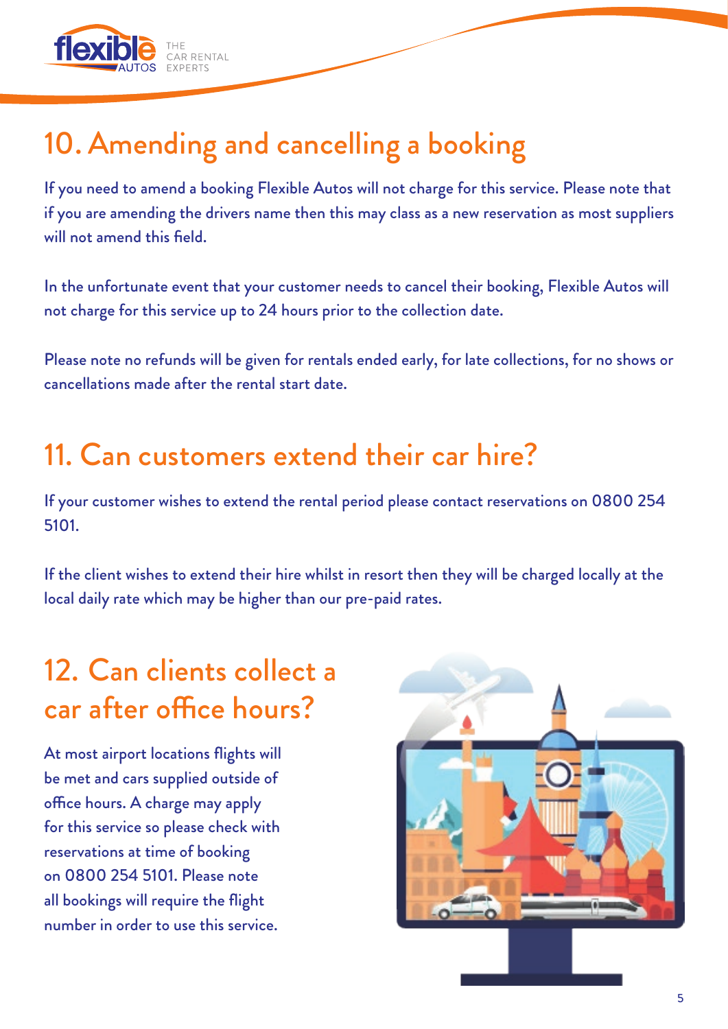## 10. Amending and cancelling a booking

If you need to amend a booking Flexible Autos will not charge for this service. Please note that if you are amending the drivers name then this may class as a new reservation as most suppliers will not amend this field.

In the unfortunate event that your customer needs to cancel their booking, Flexible Autos will not charge for this service up to 24 hours prior to the collection date.

Please note no refunds will be given for rentals ended early, for late collections, for no shows or cancellations made after the rental start date.

## 11. Can customers extend their car hire?

If your customer wishes to extend the rental period please contact reservations on 0800 254 5101.

If the client wishes to extend their hire whilst in resort then they will be charged locally at the local daily rate which may be higher than our pre-paid rates.

## 12. Can clients collect a car after office hours?

At most airport locations flights will be met and cars supplied outside of office hours. A charge may apply for this service so please check with reservations at time of booking on 0800 254 5101. Please note all bookings will require the flight number in order to use this service.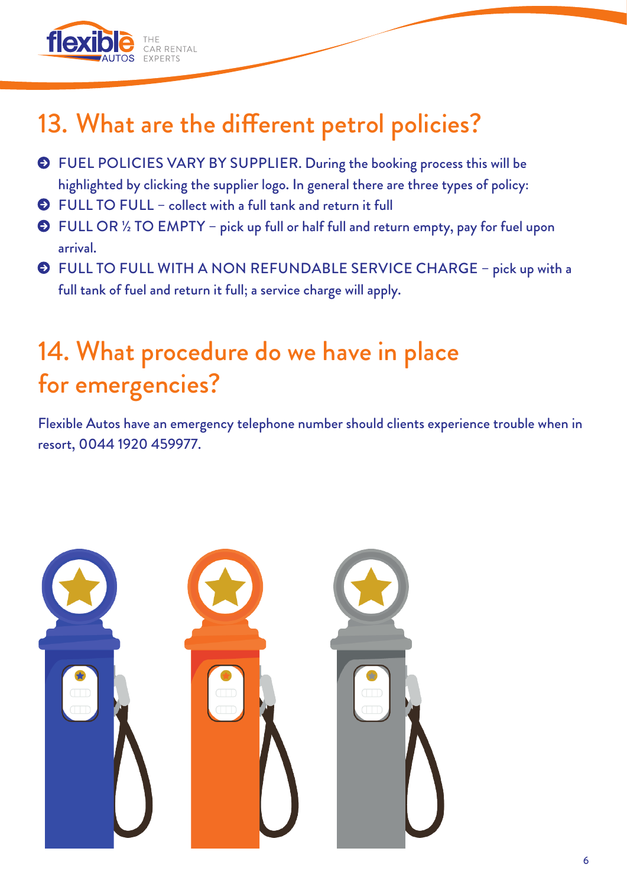## 13. What are the different petrol policies?

- FUEL POLICIES VARY BY SUPPLIER. During the booking process this will be highlighted by clicking the supplier logo. In general there are three types of policy:
- FULL TO FULL – collect with a full tank and return it full
- FULL OR ½ TO EMPTY – pick up full or half full and return empty, pay for fuel upon arrival.
- FULL TO FULL WITH A NON REFUNDABLE SERVICE CHARGE – pick up with a full tank of fuel and return it full; a service charge will apply.

## 14. What procedure do we have in place for emergencies?

Flexible Autos have an emergency telephone number should clients experience trouble when in resort, 0044 1920 459977.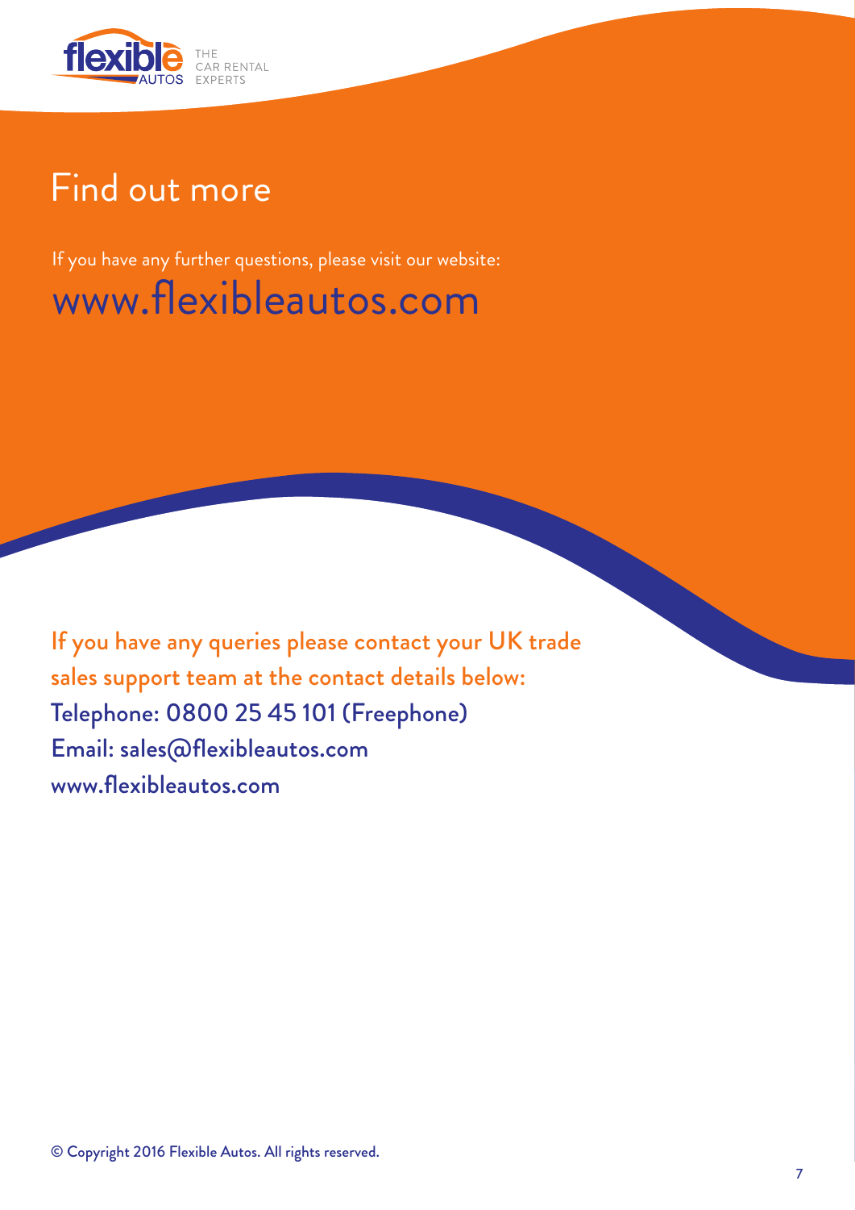flexible AUTOS THE CAR RENTAL EXPERTS

# Find out more

If you have any further questions, please visit our website:

www.flexibleautos.com

If you have any queries please contact your UK trade sales support team at the contact details below:

Telephone: 0800 25 45 101 (Freephone)

Email: sales@flexibleautos.com

www.flexibleautos.com

© Copyright 2016 Flexible Autos. All rights reserved.